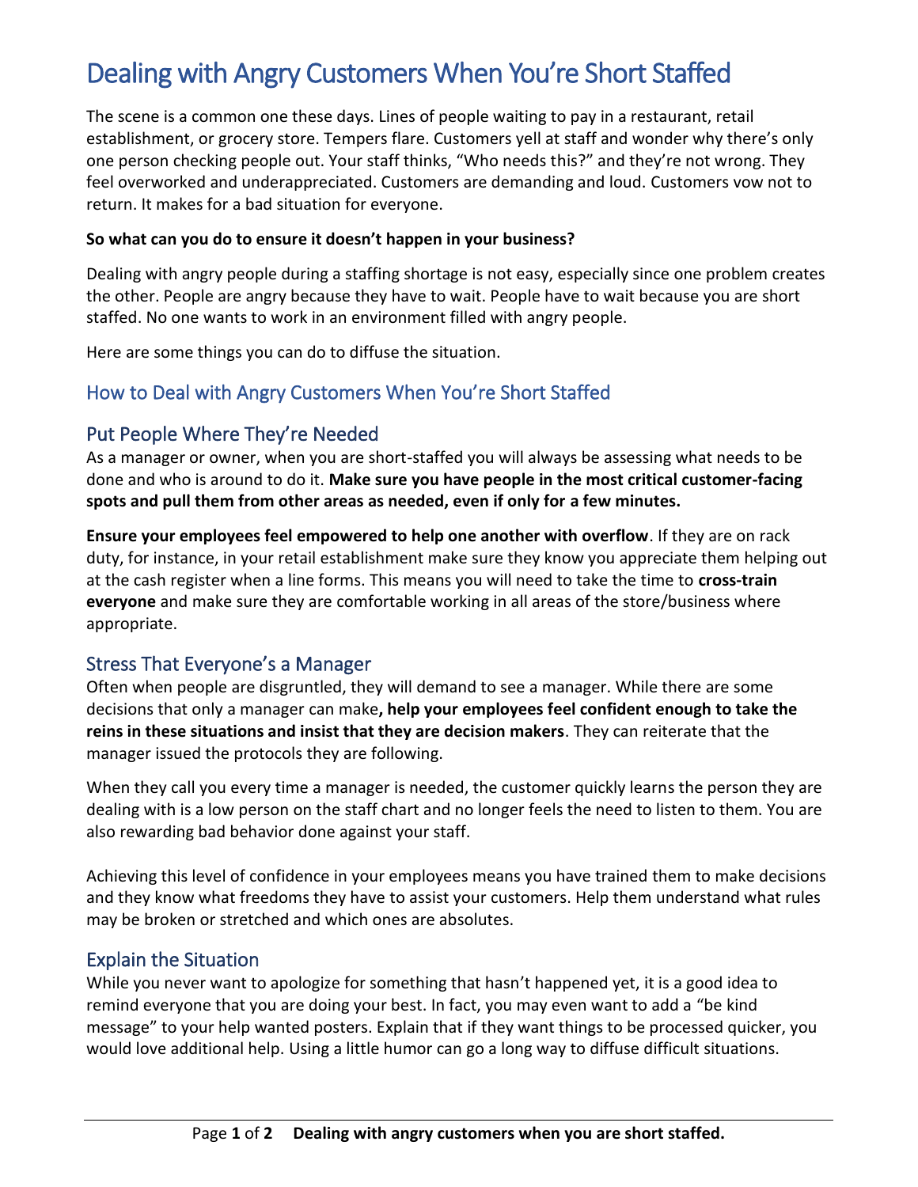# Dealing with Angry Customers When You're Short Staffed

The scene is a common one these days. Lines of people waiting to pay in a restaurant, retail establishment, or grocery store. Tempers flare. Customers yell at staff and wonder why there's only one person checking people out. Your staff thinks, "Who needs this?" and they're not wrong. They feel overworked and underappreciated. Customers are demanding and loud. Customers vow not to return. It makes for a bad situation for everyone.

**So what can you do to ensure it doesn't happen in your business?**

Dealing with angry people during a staffing shortage is not easy, especially since one problem creates the other. People are angry because they have to wait. People have to wait because you are short staffed. No one wants to work in an environment filled with angry people.

Here are some things you can do to diffuse the situation.

## How to Deal with Angry Customers When You're Short Staffed

### Put People Where They're Needed

As a manager or owner, when you are short-staffed you will always be assessing what needs to be done and who is around to do it. **Make sure you have people in the most critical customer-facing spots and pull them from other areas as needed, even if only for a few minutes.**

**Ensure your employees feel empowered to help one another with overflow**. If they are on rack duty, for instance, in your retail establishment make sure they know you appreciate them helping out at the cash register when a line forms. This means you will need to take the time to **cross-train everyone** and make sure they are comfortable working in all areas of the store/business where appropriate.

### Stress That Everyone's a Manager

Often when people are disgruntled, they will demand to see a manager. While there are some decisions that only a manager can make**, help your employees feel confident enough to take the reins in these situations and insist that they are decision makers**. They can reiterate that the manager issued the protocols they are following.

When they call you every time a manager is needed, the customer quickly learns the person they are dealing with is a low person on the staff chart and no longer feels the need to listen to them. You are also rewarding bad behavior done against your staff.

Achieving this level of confidence in your employees means you have trained them to make decisions and they know what freedoms they have to assist your customers. Help them understand what rules may be broken or stretched and which ones are absolutes.

### Explain the Situation

While you never want to apologize for something that hasn't happened yet, it is a good idea to remind everyone that you are doing your best. In fact, you may even want to add a "be kind message" to your help wanted posters. Explain that if they want things to be processed quicker, you would love additional help. Using a little humor can go a long way to diffuse difficult situations.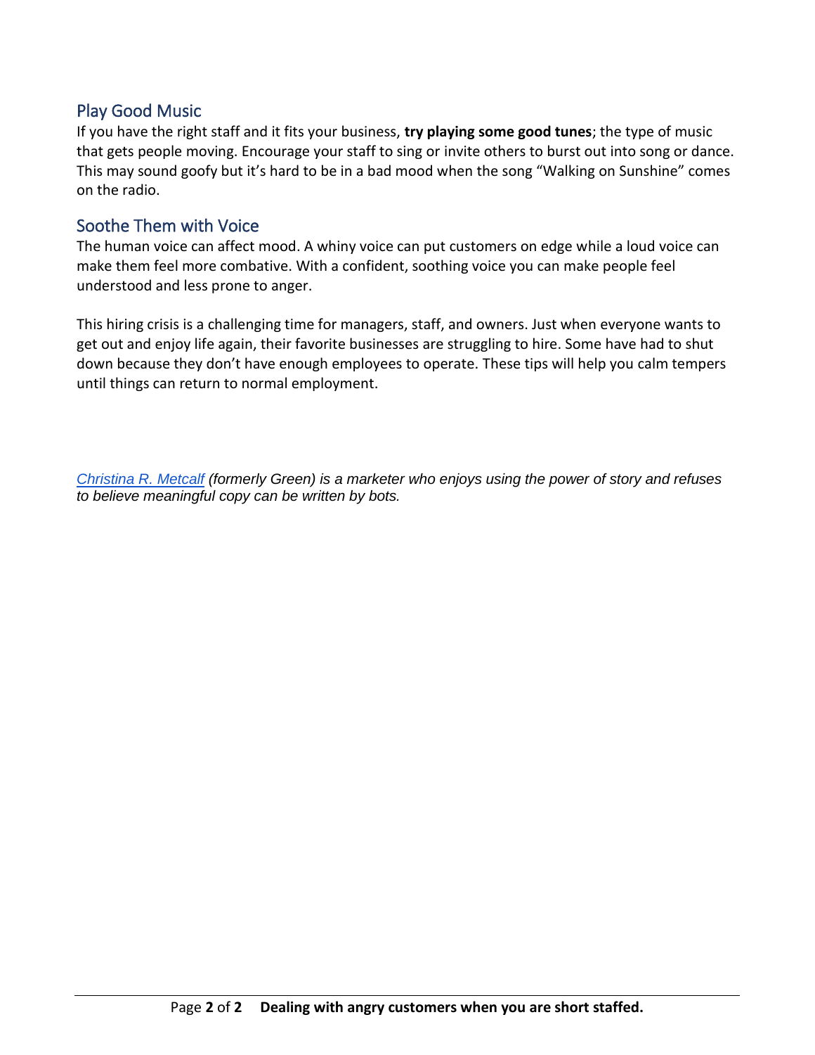## Play Good Music

If you have the right staff and it fits your business, **try playing some good tunes**; the type of music that gets people moving. Encourage your staff to sing or invite others to burst out into song or dance. This may sound goofy but it's hard to be in a bad mood when the song "Walking on Sunshine" comes on the radio.

## Soothe Them with Voice

The human voice can affect mood. A whiny voice can put customers on edge while a loud voice can make them feel more combative. With a confident, soothing voice you can make people feel understood and less prone to anger.

This hiring crisis is a challenging time for managers, staff, and owners. Just when everyone wants to get out and enjoy life again, their favorite businesses are struggling to hire. Some have had to shut down because they don't have enough employees to operate. These tips will help you calm tempers until things can return to normal employment.

*Christina R. Metcalf (formerly Green) is a marketer who enjoys using the power of story and refuses to believe meaningful copy can be written by bots.*